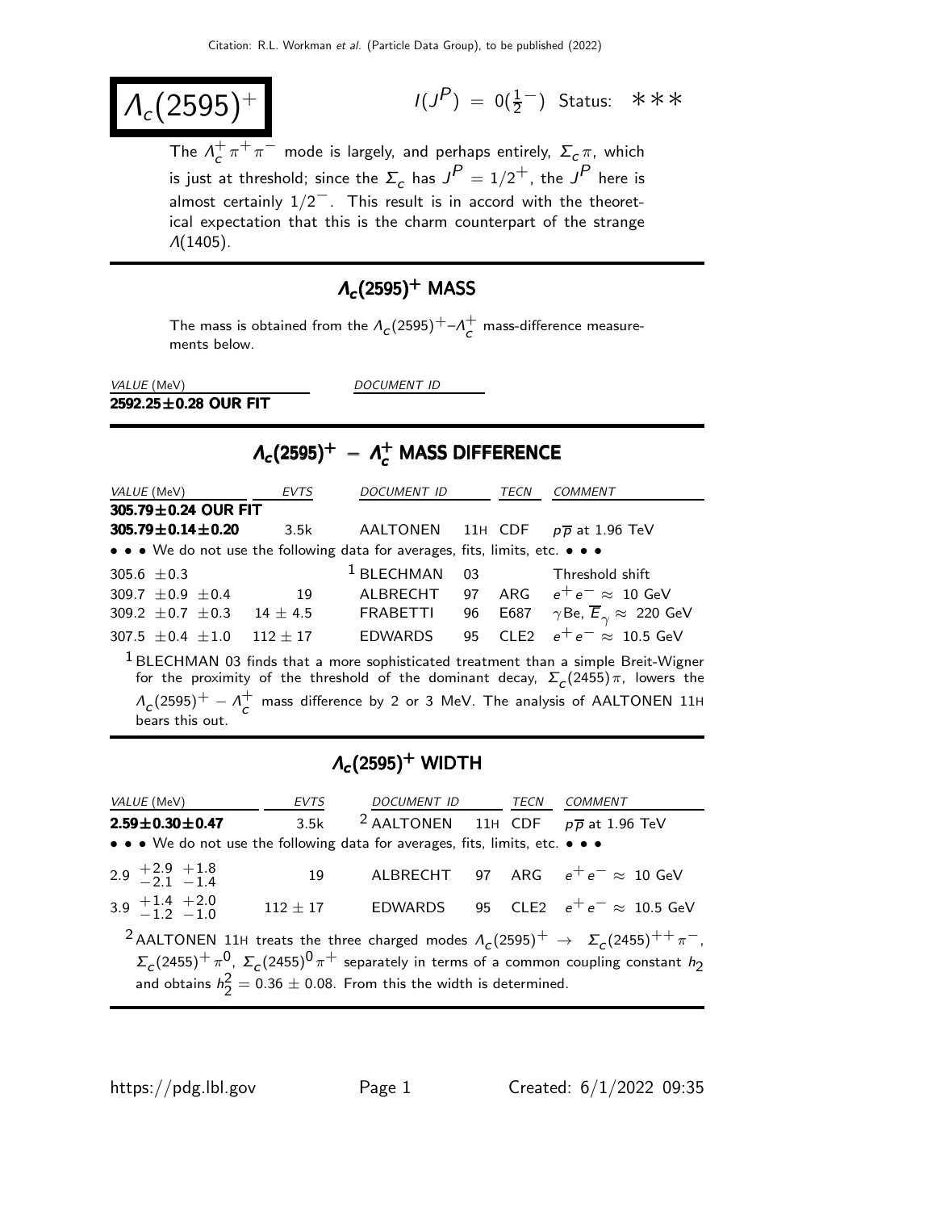# $\Lambda_c(2595)^+$

$I(J^P) = 0(\frac{1}{2}^-)$ Status: ∗∗∗

The $\Lambda_c^+ \pi^+ \pi^-$ mode is largely, and perhaps entirely, $\Sigma_c \pi$, which is just at threshold; since the $\Sigma_c$ has $J^P = 1/2^+$, the $J^P$ here is almost certainly $1/2^-$. This result is in accord with the theoretical expectation that this is the charm counterpart of the strange $\Lambda(1405)$.

## $\Lambda_c(2595)^+$ MASS

The mass is obtained from the $\Lambda_c(2595)^+$–$\Lambda_c^+$ mass-difference measurements below.

| *VALUE* (MeV) | *DOCUMENT ID* |
|---|---|
| **2592.25±0.28 OUR FIT** | |

## $\Lambda_c(2595)^+ - \Lambda_c^+$ MASS DIFFERENCE

| *VALUE* (MeV) | *EVTS* | *DOCUMENT ID* | | *TECN* | *COMMENT* |
|---|---|---|---|---|---|
| **305.79±0.24 OUR FIT** | | | | | |
| **305.79±0.14±0.20** | 3.5k | AALTONEN | 11H | CDF | $p\overline{p}$ at 1.96 TeV |
| • • • We do not use the following data for averages, fits, limits, etc. • • • | | | | | |
| 305.6 ±0.3 | | [1] BLECHMAN | 03 | | Threshold shift |
| 309.7 ±0.9 ±0.4 | 19 | ALBRECHT | 97 | ARG | $e^+e^- \approx$ 10 GeV |
| 309.2 ±0.7 ±0.3 | 14 ± 4.5 | FRABETTI | 96 | E687 | $\gamma$Be, $\overline{E}_\gamma \approx$ 220 GeV |
| 307.5 ±0.4 ±1.0 | 112 ± 17 | EDWARDS | 95 | CLE2 | $e^+e^- \approx$ 10.5 GeV |

[1] BLECHMAN 03 finds that a more sophisticated treatment than a simple Breit-Wigner for the proximity of the threshold of the dominant decay, $\Sigma_c(2455)\pi$, lowers the $\Lambda_c(2595)^+ - \Lambda_c^+$ mass difference by 2 or 3 MeV. The analysis of AALTONEN 11H bears this out.

## $\Lambda_c(2595)^+$ WIDTH

| *VALUE* (MeV) | *EVTS* | *DOCUMENT ID* | | *TECN* | *COMMENT* |
|---|---|---|---|---|---|
| **2.59±0.30±0.47** | 3.5k | [2] AALTONEN | 11H | CDF | $p\overline{p}$ at 1.96 TeV |
| • • • We do not use the following data for averages, fits, limits, etc. • • • | | | | | |
| $2.9\ ^{+2.9}_{-2.1}\ ^{+1.8}_{-1.4}$ | 19 | ALBRECHT | 97 | ARG | $e^+e^- \approx$ 10 GeV |
| $3.9\ ^{+1.4}_{-1.2}\ ^{+2.0}_{-1.0}$ | 112 ± 17 | EDWARDS | 95 | CLE2 | $e^+e^- \approx$ 10.5 GeV |

[2] AALTONEN 11H treats the three charged modes $\Lambda_c(2595)^+ \to \Sigma_c(2455)^{++}\pi^-$, $\Sigma_c(2455)^+\pi^0$, $\Sigma_c(2455)^0\pi^+$ separately in terms of a common coupling constant $h_2$ and obtains $h_2^2 = 0.36 \pm 0.08$. From this the width is determined.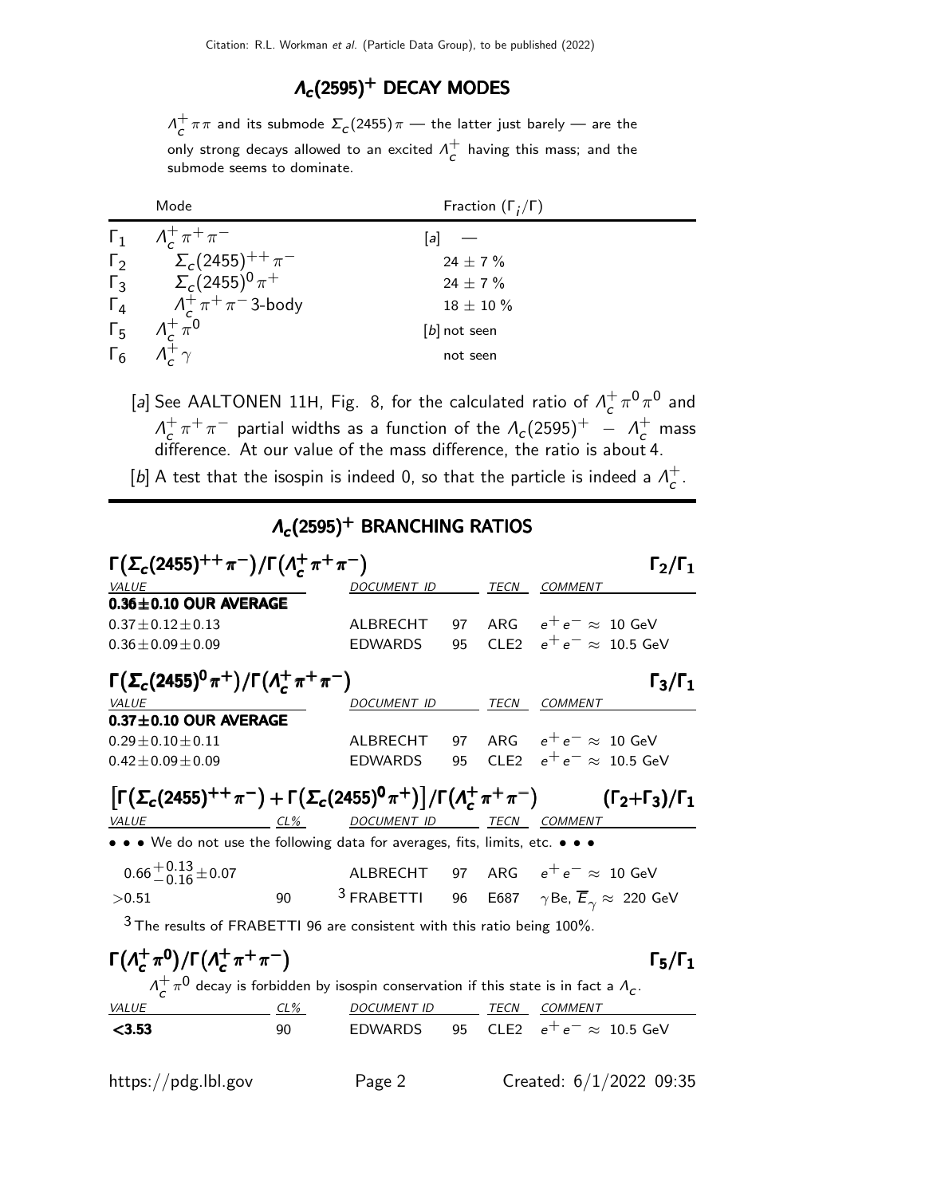## $\Lambda_c(2595)^+$ DECAY MODES

$\Lambda_c^+ \pi\pi$ and its submode $\Sigma_c(2455)\pi$ — the latter just barely — are the only strong decays allowed to an excited $\Lambda_c^+$ having this mass; and the submode seems to dominate.

| | Mode | Fraction ($\Gamma_i/\Gamma$) |
|---|---|---|
| $\Gamma_1$ | $\Lambda_c^+ \pi^+ \pi^-$ | [a] — |
| $\Gamma_2$ | $\Sigma_c(2455)^{++} \pi^-$ | $24 \pm 7$ % |
| $\Gamma_3$ | $\Sigma_c(2455)^0 \pi^+$ | $24 \pm 7$ % |
| $\Gamma_4$ | $\Lambda_c^+ \pi^+ \pi^-$ 3-body | $18 \pm 10$ % |
| $\Gamma_5$ | $\Lambda_c^+ \pi^0$ | [b] not seen |
| $\Gamma_6$ | $\Lambda_c^+ \gamma$ | not seen |

[a] See AALTONEN 11H, Fig. 8, for the calculated ratio of $\Lambda_c^+ \pi^0 \pi^0$ and $\Lambda_c^+ \pi^+ \pi^-$ partial widths as a function of the $\Lambda_c(2595)^+ - \Lambda_c^+$ mass difference. At our value of the mass difference, the ratio is about 4.

[b] A test that the isospin is indeed 0, so that the particle is indeed a $\Lambda_c^+$.

## $\Lambda_c(2595)^+$ BRANCHING RATIOS

### $\Gamma(\Sigma_c(2455)^{++}\pi^-)/\Gamma(\Lambda_c^+\pi^+\pi^-)$ — $\Gamma_2/\Gamma_1$

| VALUE | DOCUMENT ID | | TECN | COMMENT |
|---|---|---|---|---|
| **0.36±0.10 OUR AVERAGE** | | | | |
| $0.37 \pm 0.12 \pm 0.13$ | ALBRECHT | 97 | ARG | $e^+e^- \approx 10$ GeV |
| $0.36 \pm 0.09 \pm 0.09$ | EDWARDS | 95 | CLE2 | $e^+e^- \approx 10.5$ GeV |

### $\Gamma(\Sigma_c(2455)^0\pi^+)/\Gamma(\Lambda_c^+\pi^+\pi^-)$ — $\Gamma_3/\Gamma_1$

| VALUE | DOCUMENT ID | | TECN | COMMENT |
|---|---|---|---|---|
| **0.37±0.10 OUR AVERAGE** | | | | |
| $0.29 \pm 0.10 \pm 0.11$ | ALBRECHT | 97 | ARG | $e^+e^- \approx 10$ GeV |
| $0.42 \pm 0.09 \pm 0.09$ | EDWARDS | 95 | CLE2 | $e^+e^- \approx 10.5$ GeV |

### $[\Gamma(\Sigma_c(2455)^{++}\pi^-) + \Gamma(\Sigma_c(2455)^0\pi^+)]/\Gamma(\Lambda_c^+\pi^+\pi^-)$ — $(\Gamma_2+\Gamma_3)/\Gamma_1$

| VALUE | CL% | DOCUMENT ID | | TECN | COMMENT |
|---|---|---|---|---|---|
| • • • We do not use the following data for averages, fits, limits, etc. • • • | | | | | |
| $0.66^{+0.13}_{-0.16} \pm 0.07$ | | ALBRECHT | 97 | ARG | $e^+e^- \approx 10$ GeV |
| $>0.51$ | 90 | [3] FRABETTI | 96 | E687 | $\gamma$Be, $\overline{E}_\gamma \approx 220$ GeV |

[3] The results of FRABETTI 96 are consistent with this ratio being 100%.

### $\Gamma(\Lambda_c^+\pi^0)/\Gamma(\Lambda_c^+\pi^+\pi^-)$ — $\Gamma_5/\Gamma_1$

$\Lambda_c^+\pi^0$ decay is forbidden by isospin conservation if this state is in fact a $\Lambda_c$.

| VALUE | CL% | DOCUMENT ID | | TECN | COMMENT |
|---|---|---|---|---|---|
| **<3.53** | 90 | EDWARDS | 95 | CLE2 | $e^+e^- \approx 10.5$ GeV |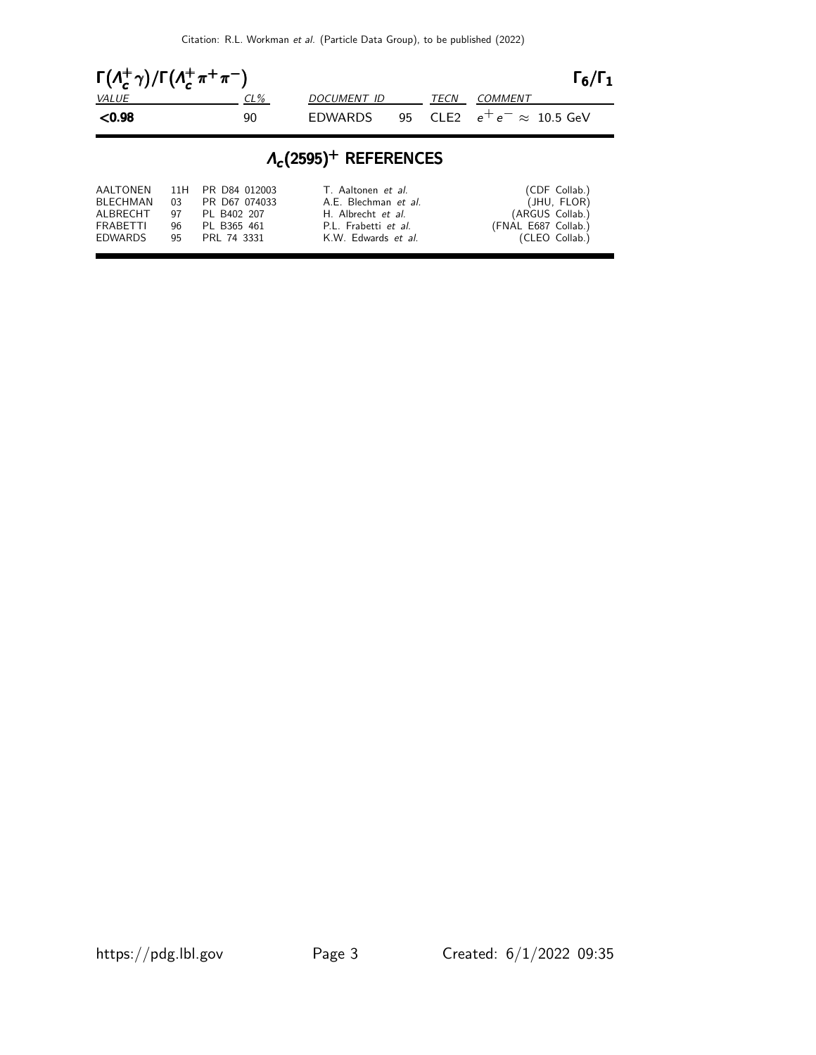## $\Gamma(\Lambda_c^+ \gamma)/\Gamma(\Lambda_c^+ \pi^+ \pi^-)$ $\Gamma_6/\Gamma_1$

| VALUE | CL% | DOCUMENT ID | | TECN | COMMENT |
|---|---|---|---|---|---|
| **<0.98** | 90 | EDWARDS | 95 | CLE2 | $e^+ e^- \approx$ 10.5 GeV |

# $\Lambda_c(2595)^+$ REFERENCES

| | | | | |
|---|---|---|---|---|
| AALTONEN | 11H | PR D84 012003 | T. Aaltonen *et al.* | (CDF Collab.) |
| BLECHMAN | 03 | PR D67 074033 | A.E. Blechman *et al.* | (JHU, FLOR) |
| ALBRECHT | 97 | PL B402 207 | H. Albrecht *et al.* | (ARGUS Collab.) |
| FRABETTI | 96 | PL B365 461 | P.L. Frabetti *et al.* | (FNAL E687 Collab.) |
| EDWARDS | 95 | PRL 74 3331 | K.W. Edwards *et al.* | (CLEO Collab.) |